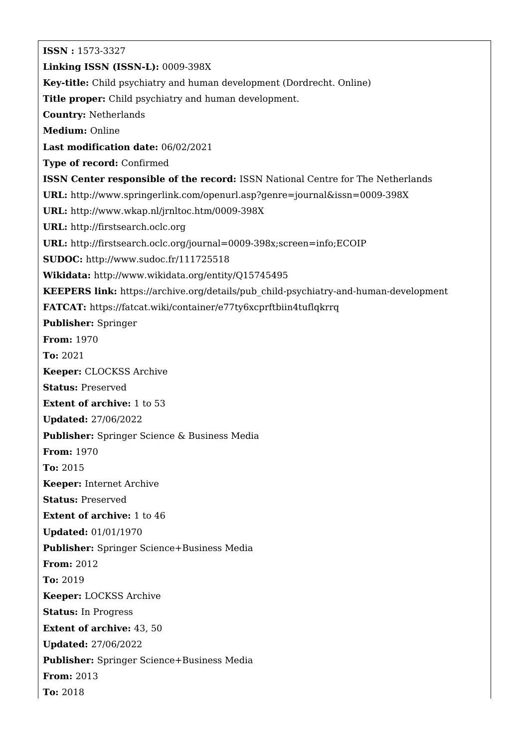**ISSN :** 1573-3327

**Linking ISSN (ISSN-L):** 0009-398X

**Key-title:** Child psychiatry and human development (Dordrecht. Online)

**Title proper:** Child psychiatry and human development.

**Country:** Netherlands

**Medium:** Online

**Last modification date:** 06/02/2021

**Type of record:** Confirmed

**ISSN Center responsible of the record:** ISSN National Centre for The Netherlands

**URL:** http://www.springerlink.com/openurl.asp?genre=journal&issn=0009-398X

**URL:** http://www.wkap.nl/jrnltoc.htm/0009-398X

**URL:** http://firstsearch.oclc.org

**URL:** http://firstsearch.oclc.org/journal=0009-398x;screen=info;ECOIP

**SUDOC:** http://www.sudoc.fr/111725518

**Wikidata:** http://www.wikidata.org/entity/Q15745495

**KEEPERS link:** https://archive.org/details/pub_child-psychiatry-and-human-development

**FATCAT:** https://fatcat.wiki/container/e77ty6xcprftbiin4tuflqkrrq

**Publisher:** Springer

**From:** 1970

**To:** 2021

**Keeper:** CLOCKSS Archive

**Status:** Preserved

**Extent of archive:** 1 to 53

**Updated:** 27/06/2022

**Publisher:** Springer Science & Business Media

**From:** 1970

**To:** 2015

**Keeper:** Internet Archive

**Status:** Preserved

**Extent of archive:** 1 to 46

**Updated:** 01/01/1970

**Publisher:** Springer Science+Business Media

**From:** 2012

**To:** 2019

**Keeper:** LOCKSS Archive

**Status:** In Progress

**Extent of archive:** 43, 50

**Updated:** 27/06/2022

**Publisher:** Springer Science+Business Media

**From:** 2013

**To:** 2018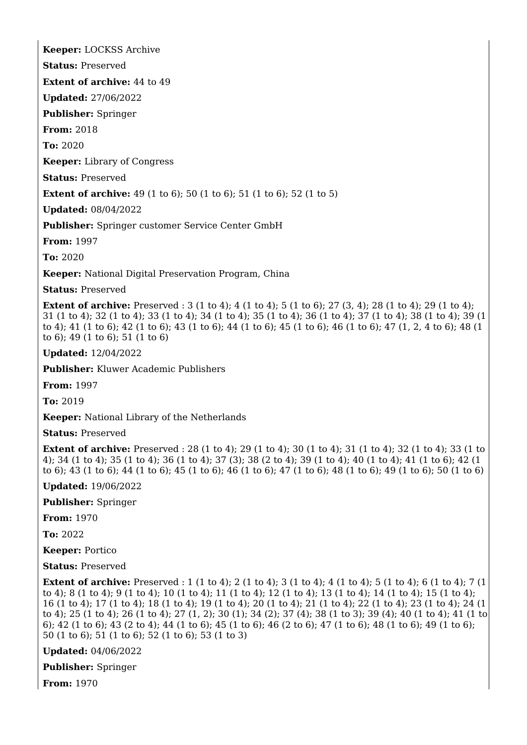**Keeper:** LOCKSS Archive

**Status:** Preserved

**Extent of archive:** 44 to 49

**Updated:** 27/06/2022

**Publisher:** Springer

**From:** 2018

**To:** 2020

**Keeper:** Library of Congress

**Status:** Preserved

**Extent of archive:** 49 (1 to 6); 50 (1 to 6); 51 (1 to 6); 52 (1 to 5)

**Updated:** 08/04/2022

**Publisher:** Springer customer Service Center GmbH

**From:** 1997

**To:** 2020

**Keeper:** National Digital Preservation Program, China

**Status:** Preserved

**Extent of archive:** Preserved : 3 (1 to 4); 4 (1 to 4); 5 (1 to 6); 27 (3, 4); 28 (1 to 4); 29 (1 to 4); 31 (1 to 4); 32 (1 to 4); 33 (1 to 4); 34 (1 to 4); 35 (1 to 4); 36 (1 to 4); 37 (1 to 4); 38 (1 to 4); 39 (1 to 4); 41 (1 to 6); 42 (1 to 6); 43 (1 to 6); 44 (1 to 6); 45 (1 to 6); 46 (1 to 6); 47 (1, 2, 4 to 6); 48 (1 to 6); 49 (1 to 6); 51 (1 to 6)

**Updated:** 12/04/2022

**Publisher:** Kluwer Academic Publishers

**From:** 1997

**To:** 2019

**Keeper:** National Library of the Netherlands

**Status:** Preserved

**Extent of archive:** Preserved : 28 (1 to 4); 29 (1 to 4); 30 (1 to 4); 31 (1 to 4); 32 (1 to 4); 33 (1 to 4); 34 (1 to 4); 35 (1 to 4); 36 (1 to 4); 37 (3); 38 (2 to 4); 39 (1 to 4); 40 (1 to 4); 41 (1 to 6); 42 (1 to 6); 43 (1 to 6); 44 (1 to 6); 45 (1 to 6); 46 (1 to 6); 47 (1 to 6); 48 (1 to 6); 49 (1 to 6); 50 (1 to 6)

**Updated:** 19/06/2022

**Publisher:** Springer

**From:** 1970

**To:** 2022

**Keeper:** Portico

**Status:** Preserved

**Extent of archive:** Preserved : 1 (1 to 4); 2 (1 to 4); 3 (1 to 4); 4 (1 to 4); 5 (1 to 4); 6 (1 to 4); 7 (1 to 4); 8 (1 to 4); 9 (1 to 4); 10 (1 to 4); 11 (1 to 4); 12 (1 to 4); 13 (1 to 4); 14 (1 to 4); 15 (1 to 4); 16 (1 to 4); 17 (1 to 4); 18 (1 to 4); 19 (1 to 4); 20 (1 to 4); 21 (1 to 4); 22 (1 to 4); 23 (1 to 4); 24 (1 to 4); 25 (1 to 4); 26 (1 to 4); 27 (1, 2); 30 (1); 34 (2); 37 (4); 38 (1 to 3); 39 (4); 40 (1 to 4); 41 (1 to 6); 42 (1 to 6); 43 (2 to 4); 44 (1 to 6); 45 (1 to 6); 46 (2 to 6); 47 (1 to 6); 48 (1 to 6); 49 (1 to 6); 50 (1 to 6); 51 (1 to 6); 52 (1 to 6); 53 (1 to 3)

**Updated:** 04/06/2022

**Publisher:** Springer

**From:** 1970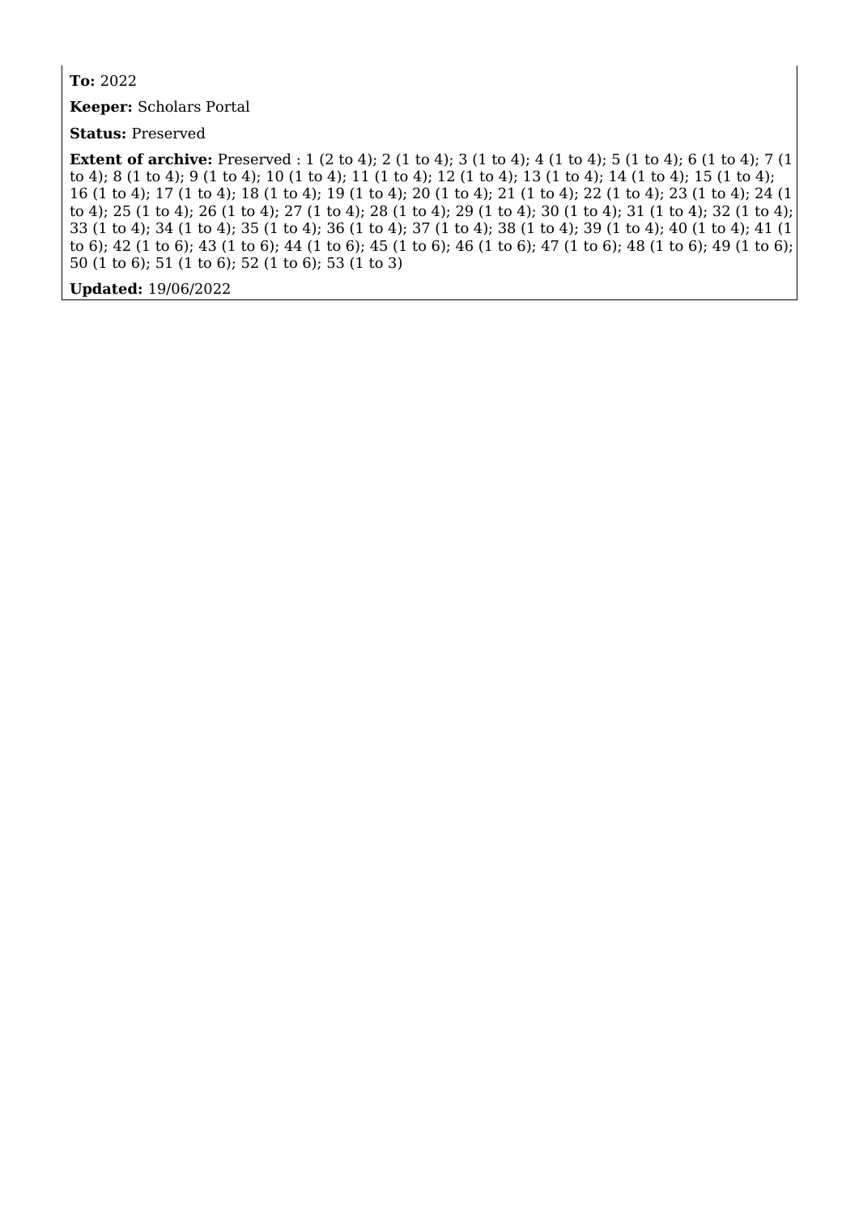**To:** 2022

**Keeper:** Scholars Portal

**Status:** Preserved

**Extent of archive:** Preserved : 1 (2 to 4); 2 (1 to 4); 3 (1 to 4); 4 (1 to 4); 5 (1 to 4); 6 (1 to 4); 7 (1 to 4); 8 (1 to 4); 9 (1 to 4); 10 (1 to 4); 11 (1 to 4); 12 (1 to 4); 13 (1 to 4); 14 (1 to 4); 15 (1 to 4); 16 (1 to 4); 17 (1 to 4); 18 (1 to 4); 19 (1 to 4); 20 (1 to 4); 21 (1 to 4); 22 (1 to 4); 23 (1 to 4); 24 (1 to 4); 25 (1 to 4); 26 (1 to 4); 27 (1 to 4); 28 (1 to 4); 29 (1 to 4); 30 (1 to 4); 31 (1 to 4); 32 (1 to 4); 33 (1 to 4); 34 (1 to 4); 35 (1 to 4); 36 (1 to 4); 37 (1 to 4); 38 (1 to 4); 39 (1 to 4); 40 (1 to 4); 41 (1 to 6); 42 (1 to 6); 43 (1 to 6); 44 (1 to 6); 45 (1 to 6); 46 (1 to 6); 47 (1 to 6); 48 (1 to 6); 49 (1 to 6); 50 (1 to 6); 51 (1 to 6); 52 (1 to 6); 53 (1 to 3)

**Updated:** 19/06/2022